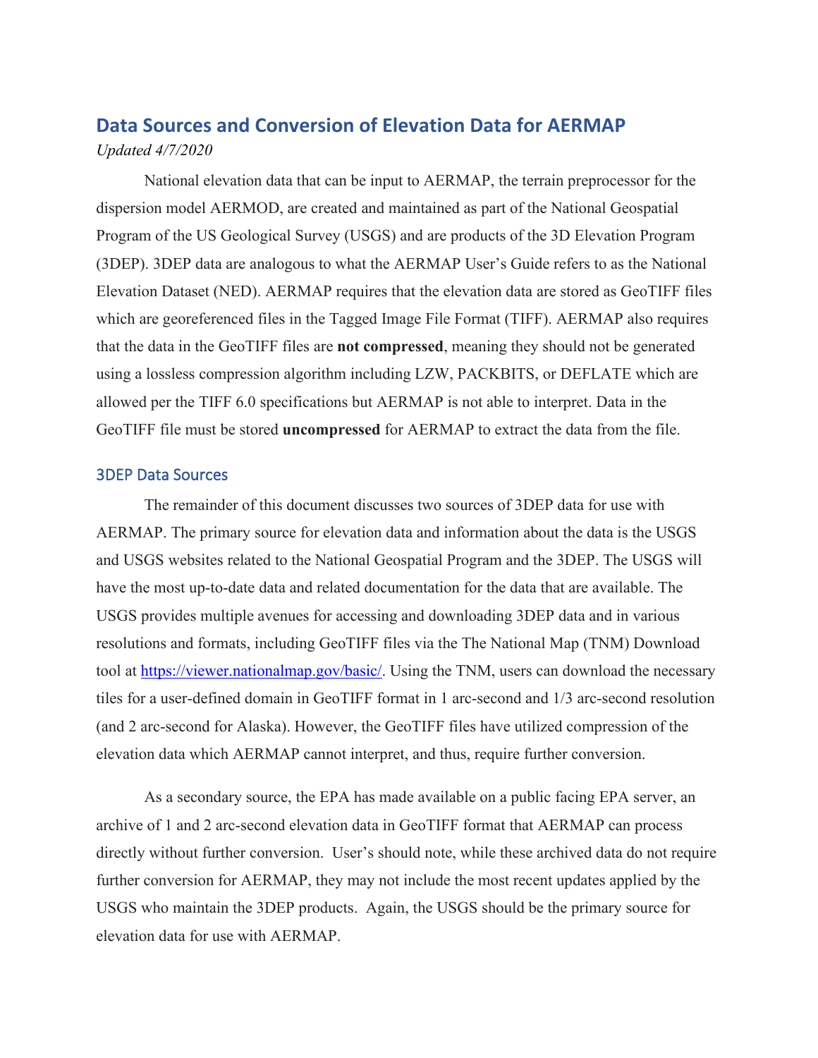## Data Sources and Conversion of Elevation Data for AERMAP

*Updated 4/7/2020*

National elevation data that can be input to AERMAP, the terrain preprocessor for the dispersion model AERMOD, are created and maintained as part of the National Geospatial Program of the US Geological Survey (USGS) and are products of the 3D Elevation Program (3DEP). 3DEP data are analogous to what the AERMAP User's Guide refers to as the National Elevation Dataset (NED). AERMAP requires that the elevation data are stored as GeoTIFF files which are georeferenced files in the Tagged Image File Format (TIFF). AERMAP also requires that the data in the GeoTIFF files are **not compressed**, meaning they should not be generated using a lossless compression algorithm including LZW, PACKBITS, or DEFLATE which are allowed per the TIFF 6.0 specifications but AERMAP is not able to interpret. Data in the GeoTIFF file must be stored **uncompressed** for AERMAP to extract the data from the file.

### 3DEP Data Sources

The remainder of this document discusses two sources of 3DEP data for use with AERMAP. The primary source for elevation data and information about the data is the USGS and USGS websites related to the National Geospatial Program and the 3DEP. The USGS will have the most up-to-date data and related documentation for the data that are available. The USGS provides multiple avenues for accessing and downloading 3DEP data and in various resolutions and formats, including GeoTIFF files via the The National Map (TNM) Download tool at [https://viewer.nationalmap.gov/basic/](https://viewer.nationalmap.gov/basic/). Using the TNM, users can download the necessary tiles for a user-defined domain in GeoTIFF format in 1 arc-second and 1/3 arc-second resolution (and 2 arc-second for Alaska). However, the GeoTIFF files have utilized compression of the elevation data which AERMAP cannot interpret, and thus, require further conversion.

As a secondary source, the EPA has made available on a public facing EPA server, an archive of 1 and 2 arc-second elevation data in GeoTIFF format that AERMAP can process directly without further conversion. User's should note, while these archived data do not require further conversion for AERMAP, they may not include the most recent updates applied by the USGS who maintain the 3DEP products. Again, the USGS should be the primary source for elevation data for use with AERMAP.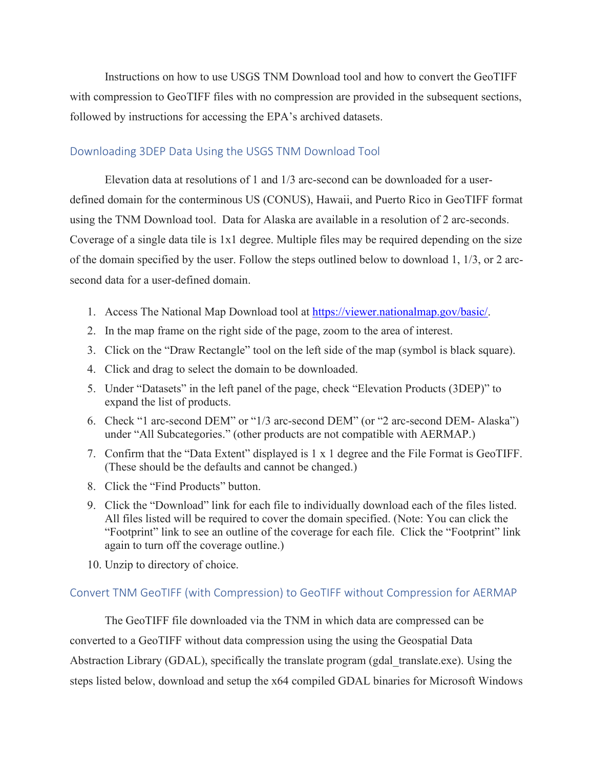Instructions on how to use USGS TNM Download tool and how to convert the GeoTIFF with compression to GeoTIFF files with no compression are provided in the subsequent sections, followed by instructions for accessing the EPA's archived datasets.

## Downloading 3DEP Data Using the USGS TNM Download Tool

Elevation data at resolutions of 1 and 1/3 arc-second can be downloaded for a user-defined domain for the conterminous US (CONUS), Hawaii, and Puerto Rico in GeoTIFF format using the TNM Download tool. Data for Alaska are available in a resolution of 2 arc-seconds. Coverage of a single data tile is 1x1 degree. Multiple files may be required depending on the size of the domain specified by the user. Follow the steps outlined below to download 1, 1/3, or 2 arc-second data for a user-defined domain.

1. Access The National Map Download tool at [https://viewer.nationalmap.gov/basic/](https://viewer.nationalmap.gov/basic/).
2. In the map frame on the right side of the page, zoom to the area of interest.
3. Click on the "Draw Rectangle" tool on the left side of the map (symbol is black square).
4. Click and drag to select the domain to be downloaded.
5. Under "Datasets" in the left panel of the page, check "Elevation Products (3DEP)" to expand the list of products.
6. Check "1 arc-second DEM" or "1/3 arc-second DEM" (or "2 arc-second DEM- Alaska") under "All Subcategories." (other products are not compatible with AERMAP.)
7. Confirm that the "Data Extent" displayed is 1 x 1 degree and the File Format is GeoTIFF. (These should be the defaults and cannot be changed.)
8. Click the "Find Products" button.
9. Click the "Download" link for each file to individually download each of the files listed. All files listed will be required to cover the domain specified. (Note: You can click the "Footprint" link to see an outline of the coverage for each file. Click the "Footprint" link again to turn off the coverage outline.)
10. Unzip to directory of choice.

## Convert TNM GeoTIFF (with Compression) to GeoTIFF without Compression for AERMAP

The GeoTIFF file downloaded via the TNM in which data are compressed can be converted to a GeoTIFF without data compression using the using the Geospatial Data Abstraction Library (GDAL), specifically the translate program (gdal_translate.exe). Using the steps listed below, download and setup the x64 compiled GDAL binaries for Microsoft Windows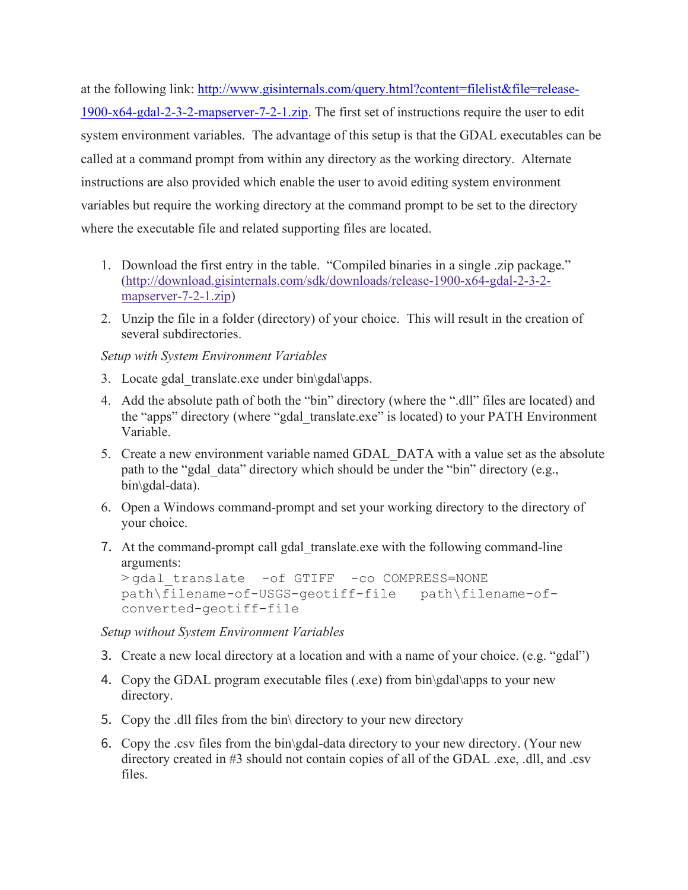at the following link: [http://www.gisinternals.com/query.html?content=filelist&file=release-1900-x64-gdal-2-3-2-mapserver-7-2-1.zip](http://www.gisinternals.com/query.html?content=filelist&file=release-1900-x64-gdal-2-3-2-mapserver-7-2-1.zip). The first set of instructions require the user to edit system environment variables. The advantage of this setup is that the GDAL executables can be called at a command prompt from within any directory as the working directory. Alternate instructions are also provided which enable the user to avoid editing system environment variables but require the working directory at the command prompt to be set to the directory where the executable file and related supporting files are located.

1. Download the first entry in the table. "Compiled binaries in a single .zip package." ([http://download.gisinternals.com/sdk/downloads/release-1900-x64-gdal-2-3-2-mapserver-7-2-1.zip](http://download.gisinternals.com/sdk/downloads/release-1900-x64-gdal-2-3-2-mapserver-7-2-1.zip))
2. Unzip the file in a folder (directory) of your choice. This will result in the creation of several subdirectories.

*Setup with System Environment Variables*

3. Locate gdal_translate.exe under bin\gdal\apps.
4. Add the absolute path of both the "bin" directory (where the ".dll" files are located) and the "apps" directory (where "gdal_translate.exe" is located) to your PATH Environment Variable.
5. Create a new environment variable named GDAL_DATA with a value set as the absolute path to the "gdal_data" directory which should be under the "bin" directory (e.g., bin\gdal-data).
6. Open a Windows command-prompt and set your working directory to the directory of your choice.
7. At the command-prompt call gdal_translate.exe with the following command-line arguments:

```
> gdal_translate  -of GTIFF  -co COMPRESS=NONE
path\filename-of-USGS-geotiff-file   path\filename-of-converted-geotiff-file
```

*Setup without System Environment Variables*

3. Create a new local directory at a location and with a name of your choice. (e.g. "gdal")
4. Copy the GDAL program executable files (.exe) from bin\gdal\apps to your new directory.
5. Copy the .dll files from the bin\ directory to your new directory
6. Copy the .csv files from the bin\gdal-data directory to your new directory. (Your new directory created in #3 should not contain copies of all of the GDAL .exe, .dll, and .csv files.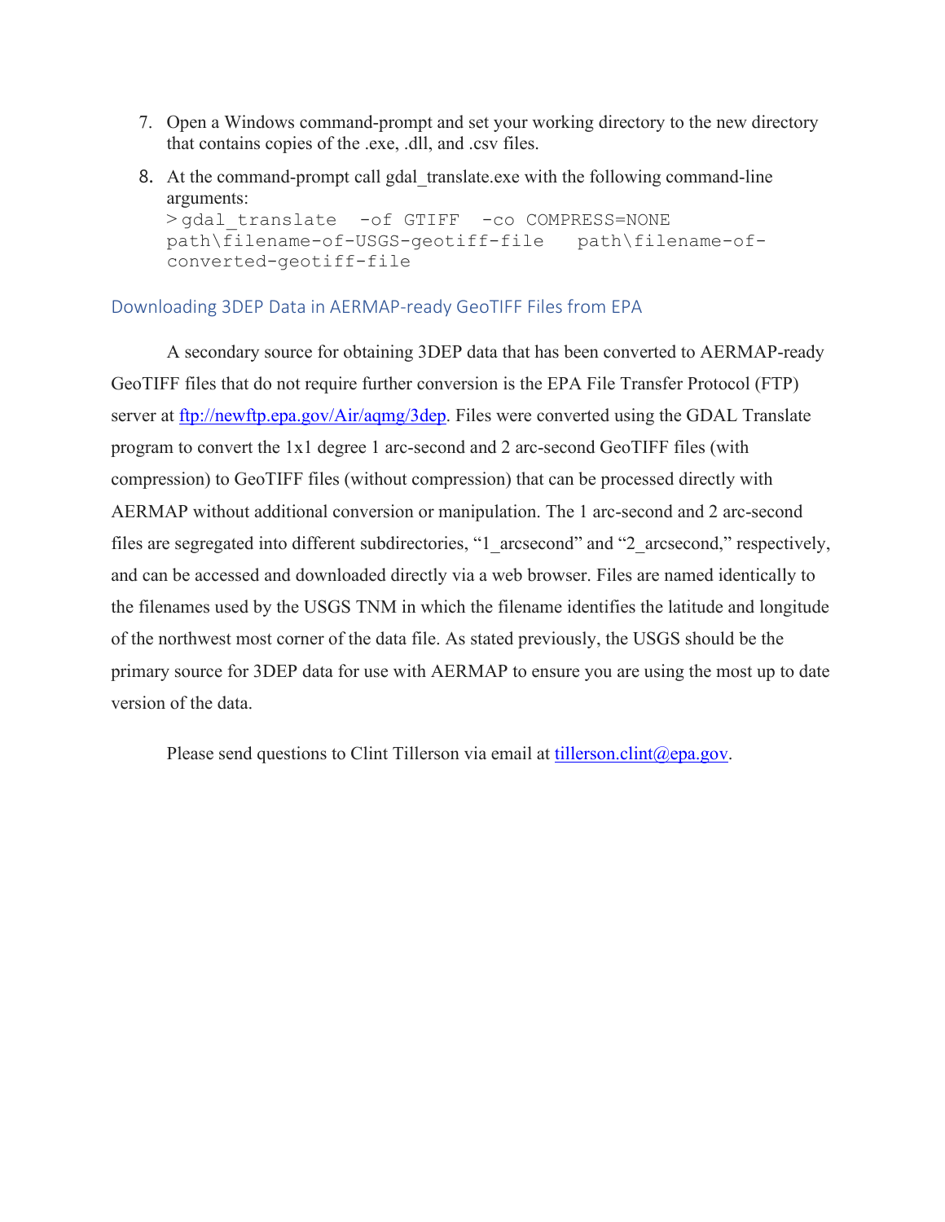7. Open a Windows command-prompt and set your working directory to the new directory that contains copies of the .exe, .dll, and .csv files.
8. At the command-prompt call gdal_translate.exe with the following command-line arguments:

```
>gdal_translate  -of GTIFF  -co COMPRESS=NONE
path\filename-of-USGS-geotiff-file   path\filename-of-converted-geotiff-file
```

## Downloading 3DEP Data in AERMAP-ready GeoTIFF Files from EPA

A secondary source for obtaining 3DEP data that has been converted to AERMAP-ready GeoTIFF files that do not require further conversion is the EPA File Transfer Protocol (FTP) server at [ftp://newftp.epa.gov/Air/aqmg/3dep](ftp://newftp.epa.gov/Air/aqmg/3dep). Files were converted using the GDAL Translate program to convert the 1x1 degree 1 arc-second and 2 arc-second GeoTIFF files (with compression) to GeoTIFF files (without compression) that can be processed directly with AERMAP without additional conversion or manipulation. The 1 arc-second and 2 arc-second files are segregated into different subdirectories, "1_arcsecond" and "2_arcsecond," respectively, and can be accessed and downloaded directly via a web browser. Files are named identically to the filenames used by the USGS TNM in which the filename identifies the latitude and longitude of the northwest most corner of the data file. As stated previously, the USGS should be the primary source for 3DEP data for use with AERMAP to ensure you are using the most up to date version of the data.

Please send questions to Clint Tillerson via email at [tillerson.clint@epa.gov](mailto:tillerson.clint@epa.gov).